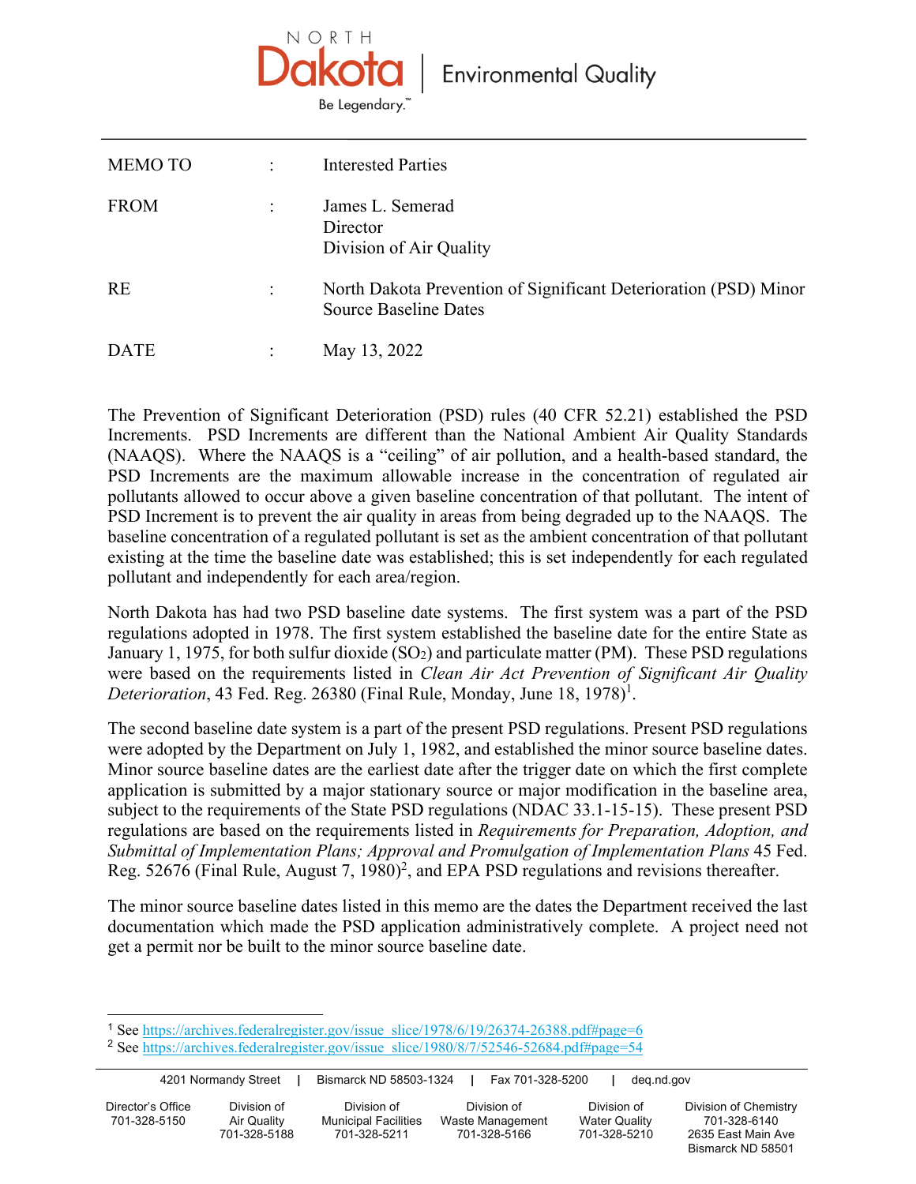# North Dakota Environmental Quality

Be Legendary.™

| | | |
|---|---|---|
| MEMO TO | : | Interested Parties |
| FROM | : | James L. Semerad<br>Director<br>Division of Air Quality |
| RE | : | North Dakota Prevention of Significant Deterioration (PSD) Minor Source Baseline Dates |
| DATE | : | May 13, 2022 |

The Prevention of Significant Deterioration (PSD) rules (40 CFR 52.21) established the PSD Increments. PSD Increments are different than the National Ambient Air Quality Standards (NAAQS). Where the NAAQS is a "ceiling" of air pollution, and a health-based standard, the PSD Increments are the maximum allowable increase in the concentration of regulated air pollutants allowed to occur above a given baseline concentration of that pollutant. The intent of PSD Increment is to prevent the air quality in areas from being degraded up to the NAAQS. The baseline concentration of a regulated pollutant is set as the ambient concentration of that pollutant existing at the time the baseline date was established; this is set independently for each regulated pollutant and independently for each area/region.

North Dakota has had two PSD baseline date systems. The first system was a part of the PSD regulations adopted in 1978. The first system established the baseline date for the entire State as January 1, 1975, for both sulfur dioxide ($SO_2$) and particulate matter (PM). These PSD regulations were based on the requirements listed in *Clean Air Act Prevention of Significant Air Quality Deterioration*, 43 Fed. Reg. 26380 (Final Rule, Monday, June 18, 1978)[1].

The second baseline date system is a part of the present PSD regulations. Present PSD regulations were adopted by the Department on July 1, 1982, and established the minor source baseline dates. Minor source baseline dates are the earliest date after the trigger date on which the first complete application is submitted by a major stationary source or major modification in the baseline area, subject to the requirements of the State PSD regulations (NDAC 33.1-15-15). These present PSD regulations are based on the requirements listed in *Requirements for Preparation, Adoption, and Submittal of Implementation Plans; Approval and Promulgation of Implementation Plans* 45 Fed. Reg. 52676 (Final Rule, August 7, 1980)[2], and EPA PSD regulations and revisions thereafter.

The minor source baseline dates listed in this memo are the dates the Department received the last documentation which made the PSD application administratively complete. A project need not get a permit nor be built to the minor source baseline date.

---

[1] See https://archives.federalregister.gov/issue_slice/1978/6/19/26374-26388.pdf#page=6

[2] See https://archives.federalregister.gov/issue_slice/1980/8/7/52546-52684.pdf#page=54

4201 Normandy Street | Bismarck ND 58503-1324 | Fax 701-328-5200 | deq.nd.gov

| Director's Office | Division of Air Quality | Division of Municipal Facilities | Division of Waste Management | Division of Water Quality | Division of Chemistry |
|---|---|---|---|---|---|
| 701-328-5150 | 701-328-5188 | 701-328-5211 | 701-328-5166 | 701-328-5210 | 701-328-6140<br>2635 East Main Ave<br>Bismarck ND 58501 |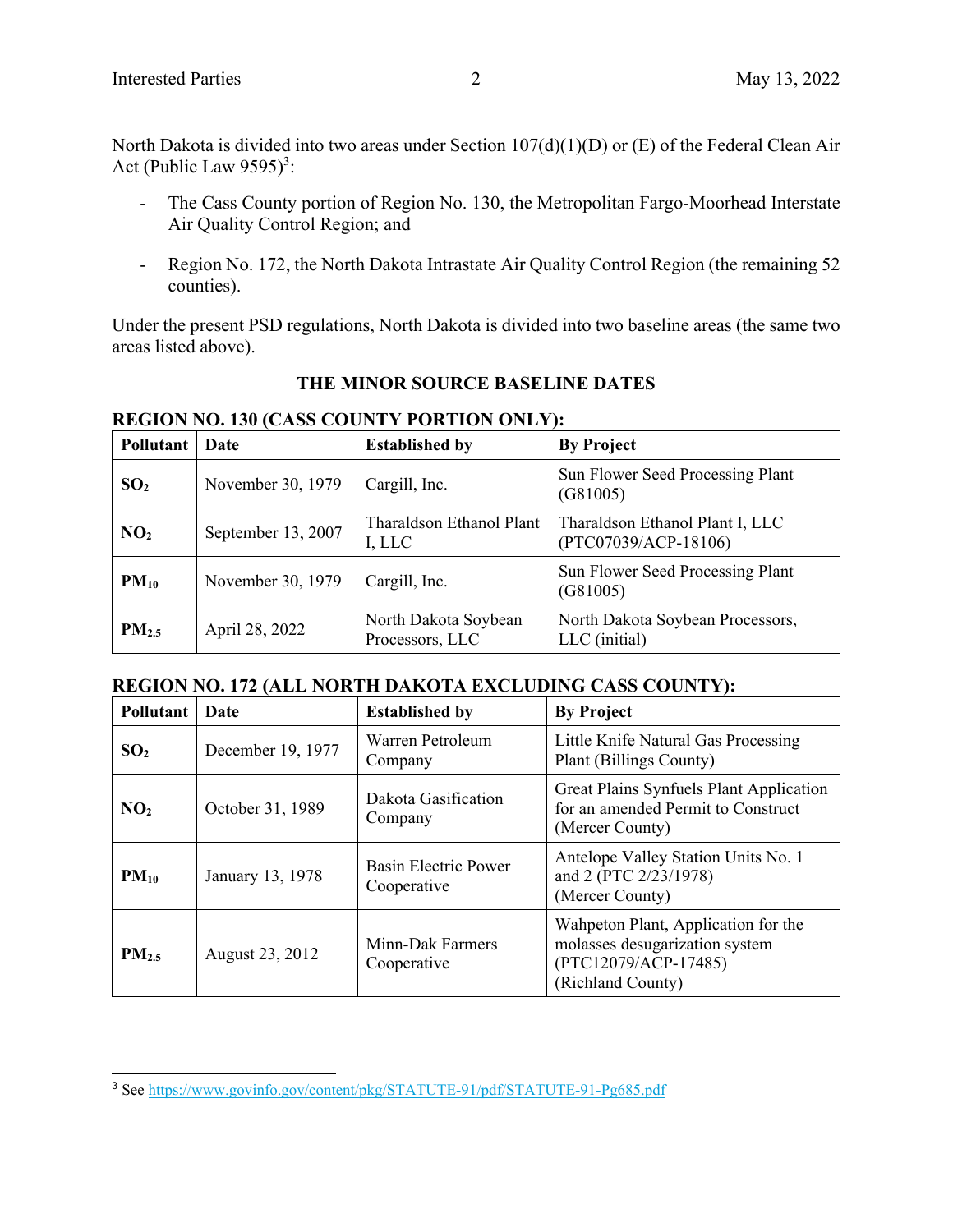North Dakota is divided into two areas under Section 107(d)(1)(D) or (E) of the Federal Clean Air Act (Public Law 9595)[3]:

- The Cass County portion of Region No. 130, the Metropolitan Fargo-Moorhead Interstate Air Quality Control Region; and
- Region No. 172, the North Dakota Intrastate Air Quality Control Region (the remaining 52 counties).

Under the present PSD regulations, North Dakota is divided into two baseline areas (the same two areas listed above).

## THE MINOR SOURCE BASELINE DATES

**REGION NO. 130 (CASS COUNTY PORTION ONLY):**

| Pollutant | Date | Established by | By Project |
|---|---|---|---|
| $SO_2$ | November 30, 1979 | Cargill, Inc. | Sun Flower Seed Processing Plant (G81005) |
| $NO_2$ | September 13, 2007 | Tharaldson Ethanol Plant I, LLC | Tharaldson Ethanol Plant I, LLC (PTC07039/ACP-18106) |
| $PM_{10}$ | November 30, 1979 | Cargill, Inc. | Sun Flower Seed Processing Plant (G81005) |
| $PM_{2.5}$ | April 28, 2022 | North Dakota Soybean Processors, LLC | North Dakota Soybean Processors, LLC (initial) |

**REGION NO. 172 (ALL NORTH DAKOTA EXCLUDING CASS COUNTY):**

| Pollutant | Date | Established by | By Project |
|---|---|---|---|
| $SO_2$ | December 19, 1977 | Warren Petroleum Company | Little Knife Natural Gas Processing Plant (Billings County) |
| $NO_2$ | October 31, 1989 | Dakota Gasification Company | Great Plains Synfuels Plant Application for an amended Permit to Construct (Mercer County) |
| $PM_{10}$ | January 13, 1978 | Basin Electric Power Cooperative | Antelope Valley Station Units No. 1 and 2 (PTC 2/23/1978) (Mercer County) |
| $PM_{2.5}$ | August 23, 2012 | Minn-Dak Farmers Cooperative | Wahpeton Plant, Application for the molasses desugarization system (PTC12079/ACP-17485) (Richland County) |

[3] See https://www.govinfo.gov/content/pkg/STATUTE-91/pdf/STATUTE-91-Pg685.pdf